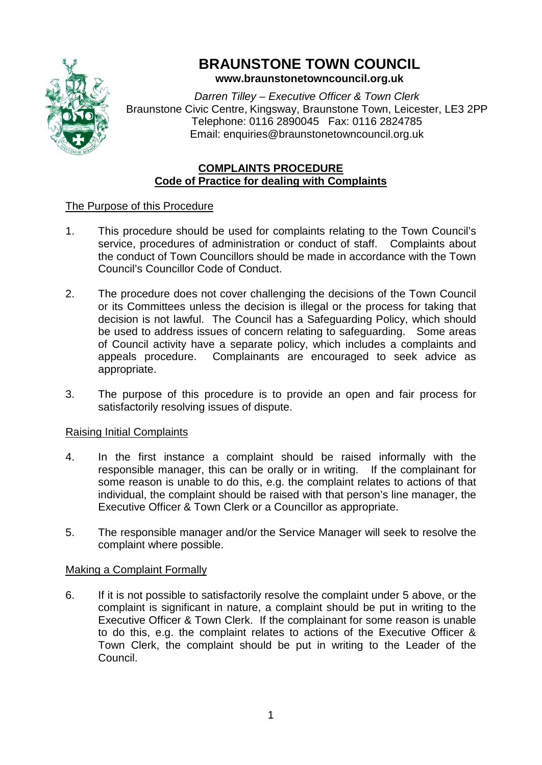# BRAUNSTONE TOWN COUNCIL

**www.braunstonetowncouncil.org.uk**

*Darren Tilley – Executive Officer & Town Clerk*
Braunstone Civic Centre, Kingsway, Braunstone Town, Leicester, LE3 2PP
Telephone: 0116 2890045 Fax: 0116 2824785
Email: enquiries@braunstonetowncouncil.org.uk

## COMPLAINTS PROCEDURE
## Code of Practice for dealing with Complaints

### The Purpose of this Procedure

1. This procedure should be used for complaints relating to the Town Council's service, procedures of administration or conduct of staff. Complaints about the conduct of Town Councillors should be made in accordance with the Town Council's Councillor Code of Conduct.

2. The procedure does not cover challenging the decisions of the Town Council or its Committees unless the decision is illegal or the process for taking that decision is not lawful. The Council has a Safeguarding Policy, which should be used to address issues of concern relating to safeguarding. Some areas of Council activity have a separate policy, which includes a complaints and appeals procedure. Complainants are encouraged to seek advice as appropriate.

3. The purpose of this procedure is to provide an open and fair process for satisfactorily resolving issues of dispute.

### Raising Initial Complaints

4. In the first instance a complaint should be raised informally with the responsible manager, this can be orally or in writing. If the complainant for some reason is unable to do this, e.g. the complaint relates to actions of that individual, the complaint should be raised with that person's line manager, the Executive Officer & Town Clerk or a Councillor as appropriate.

5. The responsible manager and/or the Service Manager will seek to resolve the complaint where possible.

### Making a Complaint Formally

6. If it is not possible to satisfactorily resolve the complaint under 5 above, or the complaint is significant in nature, a complaint should be put in writing to the Executive Officer & Town Clerk. If the complainant for some reason is unable to do this, e.g. the complaint relates to actions of the Executive Officer & Town Clerk, the complaint should be put in writing to the Leader of the Council.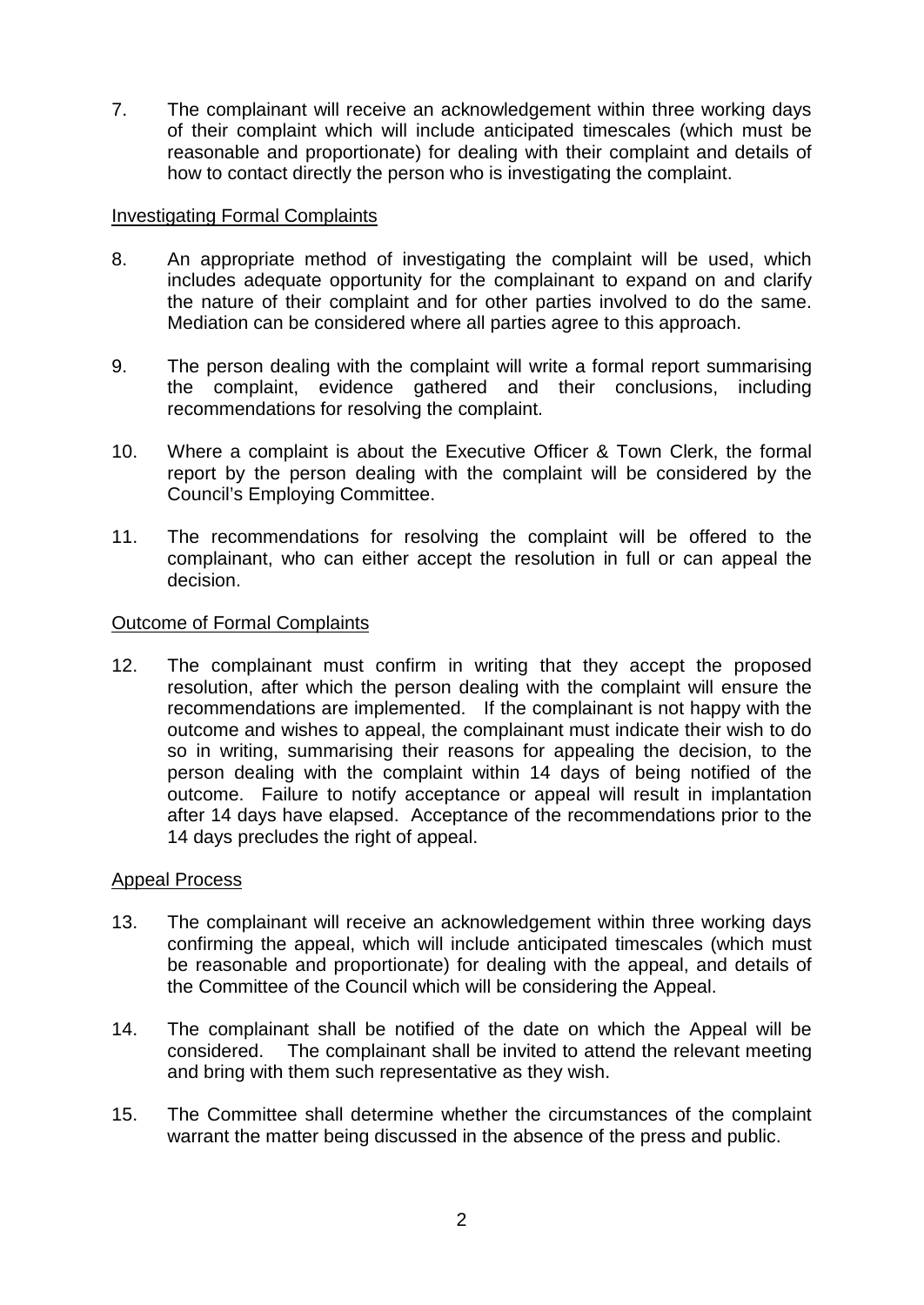7. The complainant will receive an acknowledgement within three working days of their complaint which will include anticipated timescales (which must be reasonable and proportionate) for dealing with their complaint and details of how to contact directly the person who is investigating the complaint.

<u>Investigating Formal Complaints</u>

8. An appropriate method of investigating the complaint will be used, which includes adequate opportunity for the complainant to expand on and clarify the nature of their complaint and for other parties involved to do the same. Mediation can be considered where all parties agree to this approach.

9. The person dealing with the complaint will write a formal report summarising the complaint, evidence gathered and their conclusions, including recommendations for resolving the complaint.

10. Where a complaint is about the Executive Officer & Town Clerk, the formal report by the person dealing with the complaint will be considered by the Council's Employing Committee.

11. The recommendations for resolving the complaint will be offered to the complainant, who can either accept the resolution in full or can appeal the decision.

<u>Outcome of Formal Complaints</u>

12. The complainant must confirm in writing that they accept the proposed resolution, after which the person dealing with the complaint will ensure the recommendations are implemented. If the complainant is not happy with the outcome and wishes to appeal, the complainant must indicate their wish to do so in writing, summarising their reasons for appealing the decision, to the person dealing with the complaint within 14 days of being notified of the outcome. Failure to notify acceptance or appeal will result in implantation after 14 days have elapsed. Acceptance of the recommendations prior to the 14 days precludes the right of appeal.

<u>Appeal Process</u>

13. The complainant will receive an acknowledgement within three working days confirming the appeal, which will include anticipated timescales (which must be reasonable and proportionate) for dealing with the appeal, and details of the Committee of the Council which will be considering the Appeal.

14. The complainant shall be notified of the date on which the Appeal will be considered. The complainant shall be invited to attend the relevant meeting and bring with them such representative as they wish.

15. The Committee shall determine whether the circumstances of the complaint warrant the matter being discussed in the absence of the press and public.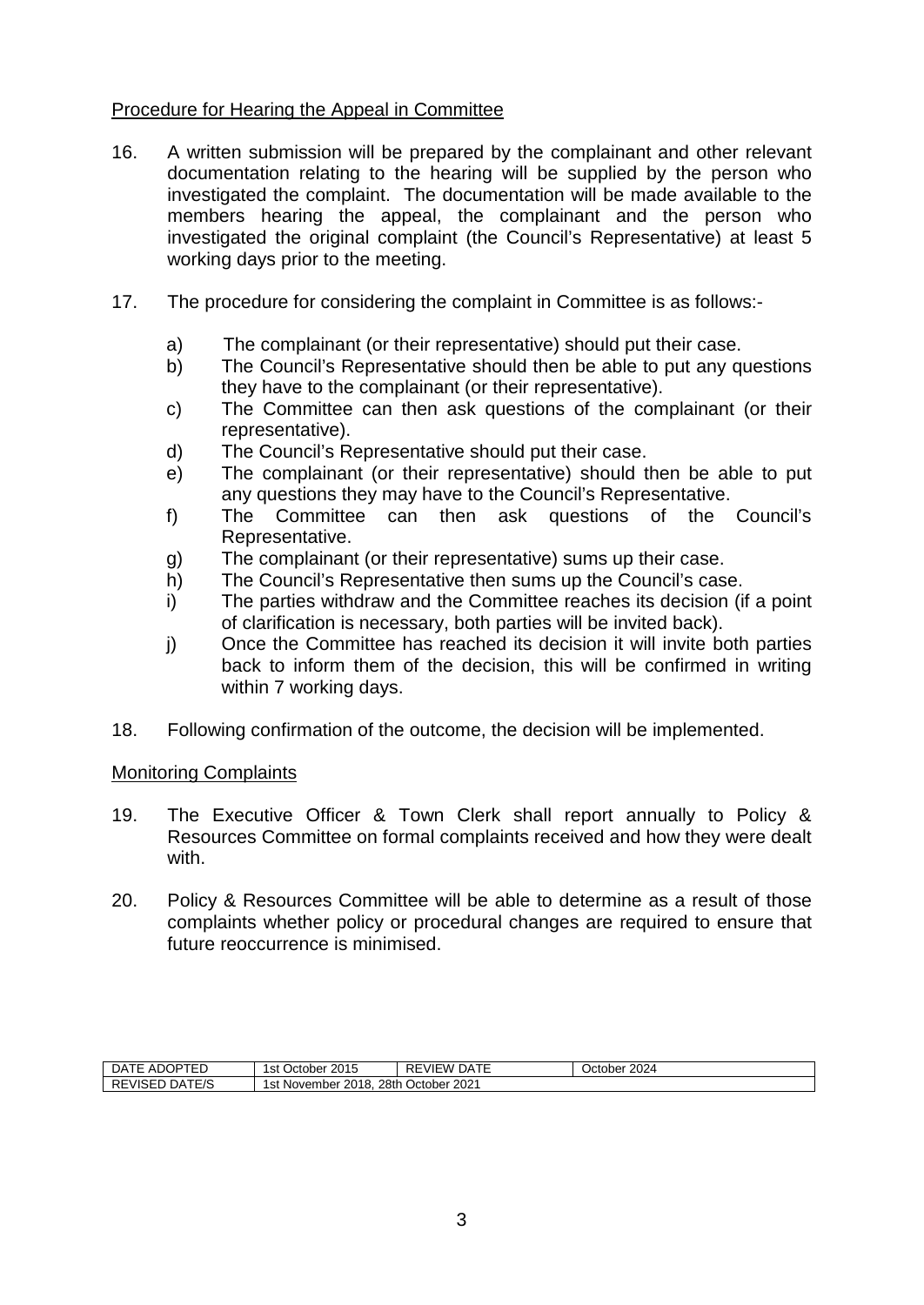Procedure for Hearing the Appeal in Committee

16. A written submission will be prepared by the complainant and other relevant documentation relating to the hearing will be supplied by the person who investigated the complaint. The documentation will be made available to the members hearing the appeal, the complainant and the person who investigated the original complaint (the Council's Representative) at least 5 working days prior to the meeting.

17. The procedure for considering the complaint in Committee is as follows:-

    a) The complainant (or their representative) should put their case.
    b) The Council's Representative should then be able to put any questions they have to the complainant (or their representative).
    c) The Committee can then ask questions of the complainant (or their representative).
    d) The Council's Representative should put their case.
    e) The complainant (or their representative) should then be able to put any questions they may have to the Council's Representative.
    f) The Committee can then ask questions of the Council's Representative.
    g) The complainant (or their representative) sums up their case.
    h) The Council's Representative then sums up the Council's case.
    i) The parties withdraw and the Committee reaches its decision (if a point of clarification is necessary, both parties will be invited back).
    j) Once the Committee has reached its decision it will invite both parties back to inform them of the decision, this will be confirmed in writing within 7 working days.

18. Following confirmation of the outcome, the decision will be implemented.

Monitoring Complaints

19. The Executive Officer & Town Clerk shall report annually to Policy & Resources Committee on formal complaints received and how they were dealt with.

20. Policy & Resources Committee will be able to determine as a result of those complaints whether policy or procedural changes are required to ensure that future reoccurrence is minimised.

| | | | |
|---|---|---|---|
| DATE ADOPTED | 1st October 2015 | REVIEW DATE | October 2024 |
| REVISED DATE/S | 1st November 2018, 28th October 2021 | | |